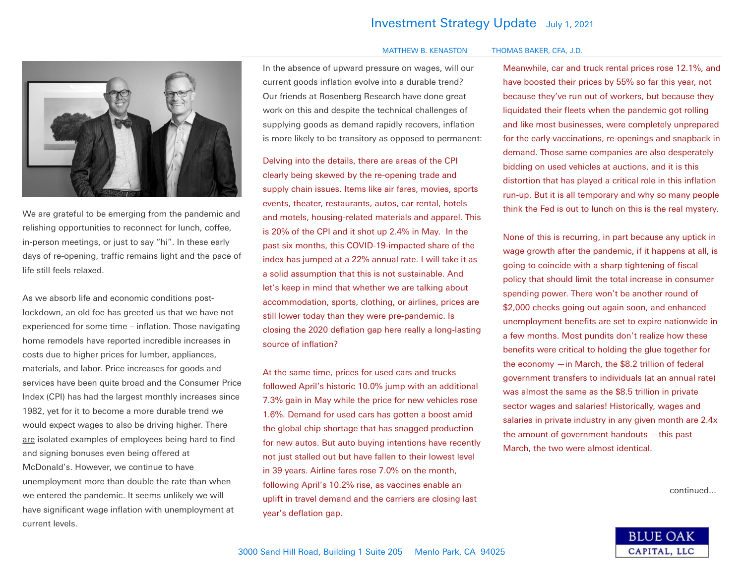# Investment Strategy Update

July 1, 2021

MATTHEW B. KENASTON  THOMAS BAKER, CFA, J.D.

We are grateful to be emerging from the pandemic and relishing opportunities to reconnect for lunch, coffee, in-person meetings, or just to say "hi". In these early days of re-opening, traffic remains light and the pace of life still feels relaxed.

As we absorb life and economic conditions post-lockdown, an old foe has greeted us that we have not experienced for some time – inflation. Those navigating home remodels have reported incredible increases in costs due to higher prices for lumber, appliances, materials, and labor. Price increases for goods and services have been quite broad and the Consumer Price Index (CPI) has had the largest monthly increases since 1982, yet for it to become a more durable trend we would expect wages to also be driving higher. There are isolated examples of employees being hard to find and signing bonuses even being offered at McDonald's. However, we continue to have unemployment more than double the rate than when we entered the pandemic. It seems unlikely we will have significant wage inflation with unemployment at current levels.

In the absence of upward pressure on wages, will our current goods inflation evolve into a durable trend? Our friends at Rosenberg Research have done great work on this and despite the technical challenges of supplying goods as demand rapidly recovers, inflation is more likely to be transitory as opposed to permanent:

Delving into the details, there are areas of the CPI clearly being skewed by the re-opening trade and supply chain issues. Items like air fares, movies, sports events, theater, restaurants, autos, car rental, hotels and motels, housing-related materials and apparel. This is 20% of the CPI and it shot up 2.4% in May. In the past six months, this COVID-19-impacted share of the index has jumped at a 22% annual rate. I will take it as a solid assumption that this is not sustainable. And let's keep in mind that whether we are talking about accommodation, sports, clothing, or airlines, prices are still lower today than they were pre-pandemic. Is closing the 2020 deflation gap here really a long-lasting source of inflation?

At the same time, prices for used cars and trucks followed April's historic 10.0% jump with an additional 7.3% gain in May while the price for new vehicles rose 1.6%. Demand for used cars has gotten a boost amid the global chip shortage that has snagged production for new autos. But auto buying intentions have recently not just stalled out but have fallen to their lowest level in 39 years. Airline fares rose 7.0% on the month, following April's 10.2% rise, as vaccines enable an uplift in travel demand and the carriers are closing last year's deflation gap.

Meanwhile, car and truck rental prices rose 12.1%, and have boosted their prices by 55% so far this year, not because they've run out of workers, but because they liquidated their fleets when the pandemic got rolling and like most businesses, were completely unprepared for the early vaccinations, re-openings and snapback in demand. Those same companies are also desperately bidding on used vehicles at auctions, and it is this distortion that has played a critical role in this inflation run-up. But it is all temporary and why so many people think the Fed is out to lunch on this is the real mystery.

None of this is recurring, in part because any uptick in wage growth after the pandemic, if it happens at all, is going to coincide with a sharp tightening of fiscal policy that should limit the total increase in consumer spending power. There won't be another round of $2,000 checks going out again soon, and enhanced unemployment benefits are set to expire nationwide in a few months. Most pundits don't realize how these benefits were critical to holding the glue together for the economy —in March, the $8.2 trillion of federal government transfers to individuals (at an annual rate) was almost the same as the $8.5 trillion in private sector wages and salaries! Historically, wages and salaries in private industry in any given month are 2.4x the amount of government handouts —this past March, the two were almost identical.

continued...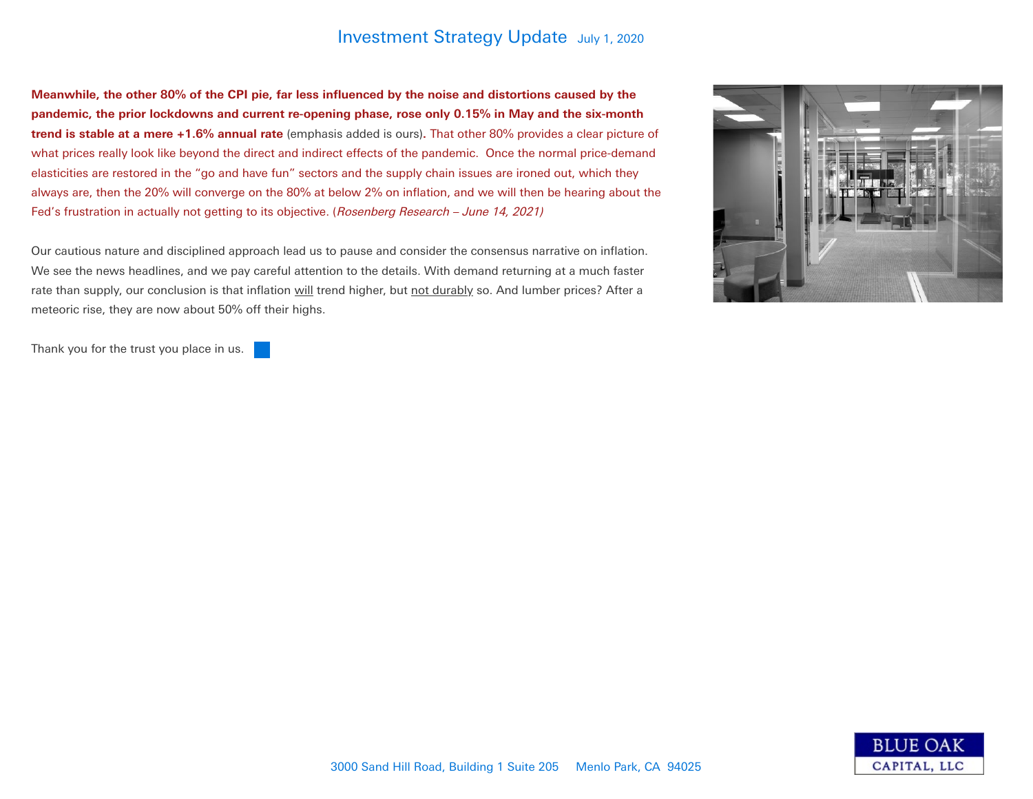**Meanwhile, the other 80% of the CPI pie, far less influenced by the noise and distortions caused by the pandemic, the prior lockdowns and current re-opening phase, rose only 0.15% in May and the six-month trend is stable at a mere +1.6% annual rate** (emphasis added is ours). That other 80% provides a clear picture of what prices really look like beyond the direct and indirect effects of the pandemic. Once the normal price-demand elasticities are restored in the "go and have fun" sectors and the supply chain issues are ironed out, which they always are, then the 20% will converge on the 80% at below 2% on inflation, and we will then be hearing about the Fed's frustration in actually not getting to its objective. (*Rosenberg Research – June 14, 2021)*

Our cautious nature and disciplined approach lead us to pause and consider the consensus narrative on inflation. We see the news headlines, and we pay careful attention to the details. With demand returning at a much faster rate than supply, our conclusion is that inflation <u>will</u> trend higher, but <u>not durably</u> so. And lumber prices? After a meteoric rise, they are now about 50% off their highs.

Thank you for the trust you place in us.